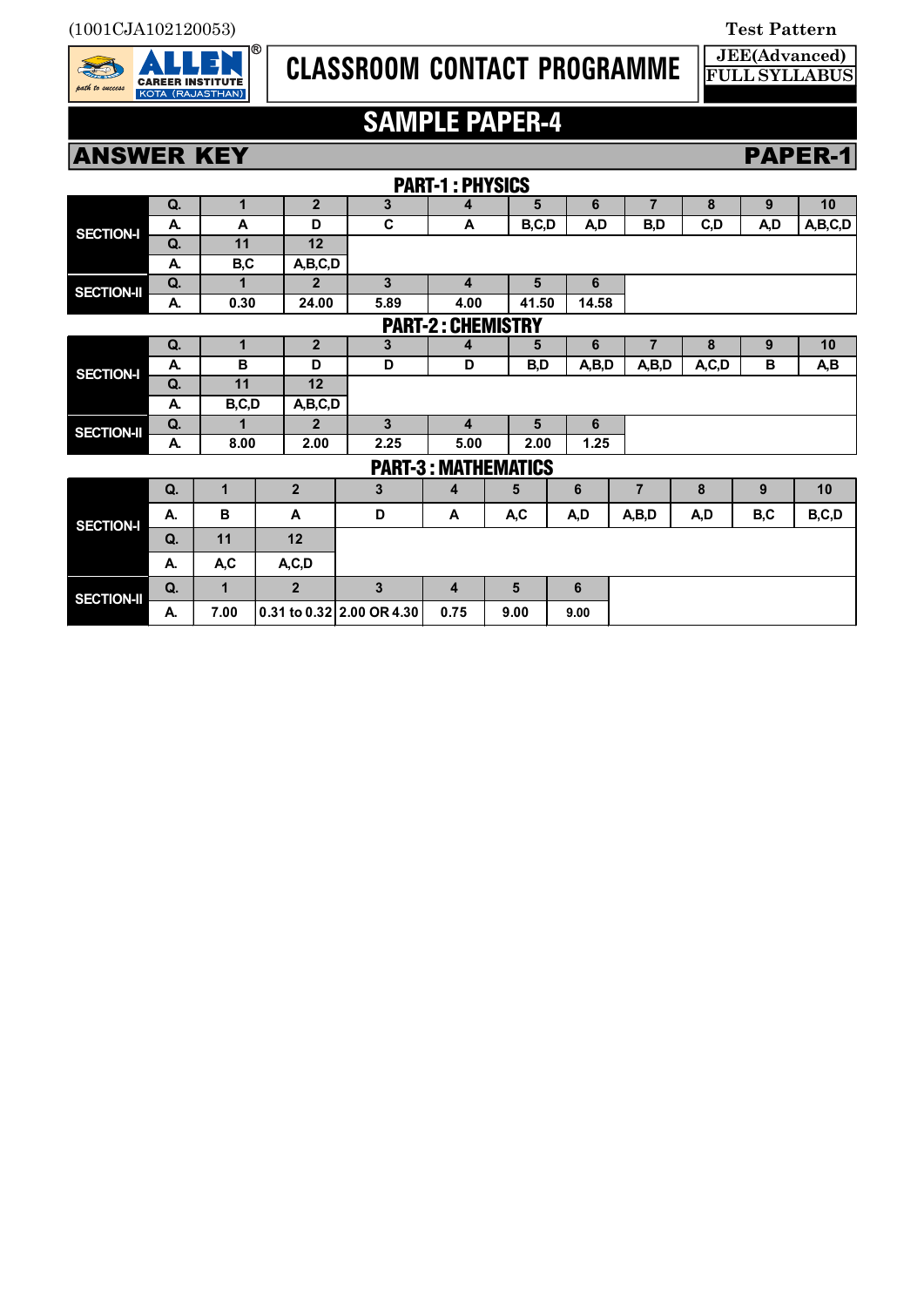(1001CJA102120053)

**Test Pattern**

**JEE(Advanced)**
**FULL SYLLABUS**

# CLASSROOM CONTACT PROGRAMME

## SAMPLE PAPER-4

## ANSWER KEY — PAPER-1

### PART-1 : PHYSICS

| | Q. | 1 | 2 | 3 | 4 | 5 | 6 | 7 | 8 | 9 | 10 |
|---|---|---|---|---|---|---|---|---|---|---|---|
| SECTION-I | A. | A | D | C | A | B,C,D | A,D | B,D | C,D | A,D | A,B,C,D |
| | Q. | 11 | 12 | | | | | | | | |
| | A. | B,C | A,B,C,D | | | | | | | | |
| SECTION-II | Q. | 1 | 2 | 3 | 4 | 5 | 6 | | | | |
| | A. | 0.30 | 24.00 | 5.89 | 4.00 | 41.50 | 14.58 | | | | |

### PART-2 : CHEMISTRY

| | Q. | 1 | 2 | 3 | 4 | 5 | 6 | 7 | 8 | 9 | 10 |
|---|---|---|---|---|---|---|---|---|---|---|---|
| SECTION-I | A. | B | D | D | D | B,D | A,B,D | A,B,D | A,C,D | B | A,B |
| | Q. | 11 | 12 | | | | | | | | |
| | A. | B,C,D | A,B,C,D | | | | | | | | |
| SECTION-II | Q. | 1 | 2 | 3 | 4 | 5 | 6 | | | | |
| | A. | 8.00 | 2.00 | 2.25 | 5.00 | 2.00 | 1.25 | | | | |

### PART-3 : MATHEMATICS

| | Q. | 1 | 2 | 3 | 4 | 5 | 6 | 7 | 8 | 9 | 10 |
|---|---|---|---|---|---|---|---|---|---|---|---|
| SECTION-I | A. | B | A | D | A | A,C | A,D | A,B,D | A,D | B,C | B,C,D |
| | Q. | 11 | 12 | | | | | | | | |
| | A. | A,C | A,C,D | | | | | | | | |
| SECTION-II | Q. | 1 | 2 | 3 | 4 | 5 | 6 | | | | |
| | A. | 7.00 | 0.31 to 0.32 | 2.00 OR 4.30 | 0.75 | 9.00 | 9.00 | | | | |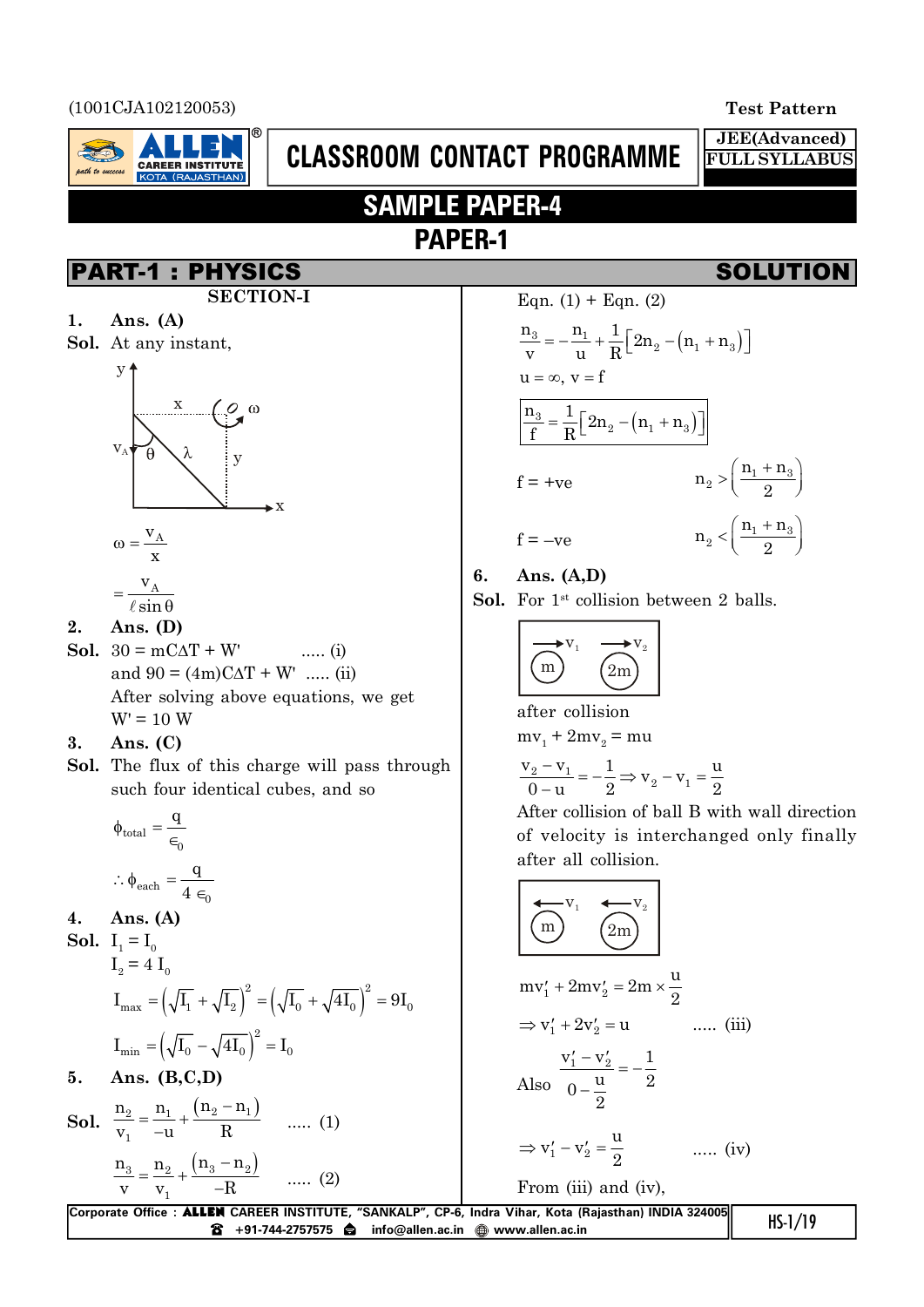(1001CJA102120053)

Test Pattern

CLASSROOM CONTACT PROGRAMME

JEE(Advanced) FULL SYLLABUS

# SAMPLE PAPER-4

## PAPER-1

## PART-1 : PHYSICS — SOLUTION

### SECTION-I

**1. Ans. (A)**

**Sol.** At any instant,

$$\omega = \frac{v_A}{x}$$

$$= \frac{v_A}{\ell \sin\theta}$$

**2. Ans. (D)**

**Sol.** $30 = mC\Delta T + W'$ ..... (i)

and $90 = (4m)C\Delta T + W'$ ..... (ii)

After solving above equations, we get

$W' = 10$ W

**3. Ans. (C)**

**Sol.** The flux of this charge will pass through such four identical cubes, and so

$$\phi_{total} = \frac{q}{\epsilon_0}$$

$$\therefore \phi_{each} = \frac{q}{4\epsilon_0}$$

**4. Ans. (A)**

**Sol.** $I_1 = I_0$

$I_2 = 4I_0$

$$I_{max} = \left(\sqrt{I_1} + \sqrt{I_2}\right)^2 = \left(\sqrt{I_0} + \sqrt{4I_0}\right)^2 = 9I_0$$

$$I_{min} = \left(\sqrt{I_0} - \sqrt{4I_0}\right)^2 = I_0$$

**5. Ans. (B,C,D)**

**Sol.**
$$\frac{n_2}{v_1} = \frac{n_1}{-u} + \frac{(n_2 - n_1)}{R} \quad ..... (1)$$

$$\frac{n_3}{v} = \frac{n_2}{v_1} + \frac{(n_3 - n_2)}{-R} \quad ..... (2)$$

Eqn. (1) + Eqn. (2)

$$\frac{n_3}{v} = -\frac{n_1}{u} + \frac{1}{R}\left[2n_2 - (n_1 + n_3)\right]$$

$u = \infty$, $v = f$

$$\boxed{\frac{n_3}{f} = \frac{1}{R}\left[2n_2 - (n_1 + n_3)\right]}$$

$f = +\text{ve}$ $\qquad n_2 > \left(\frac{n_1 + n_3}{2}\right)$

$f = -\text{ve}$ $\qquad n_2 < \left(\frac{n_1 + n_3}{2}\right)$

**6. Ans. (A,D)**

**Sol.** For 1st collision between 2 balls.

after collision

$mv_1 + 2mv_2 = mu$

$$\frac{v_2 - v_1}{0 - u} = -\frac{1}{2} \Rightarrow v_2 - v_1 = \frac{u}{2}$$

After collision of ball B with wall direction of velocity is interchanged only finally after all collision.

$$mv_1' + 2mv_2' = 2m \times \frac{u}{2}$$

$$\Rightarrow v_1' + 2v_2' = u \quad ..... (iii)$$

$$\text{Also} \quad \frac{v_1' - v_2'}{0 - \frac{u}{2}} = -\frac{1}{2}$$

$$\Rightarrow v_1' - v_2' = \frac{u}{2} \quad ..... (iv)$$

From (iii) and (iv),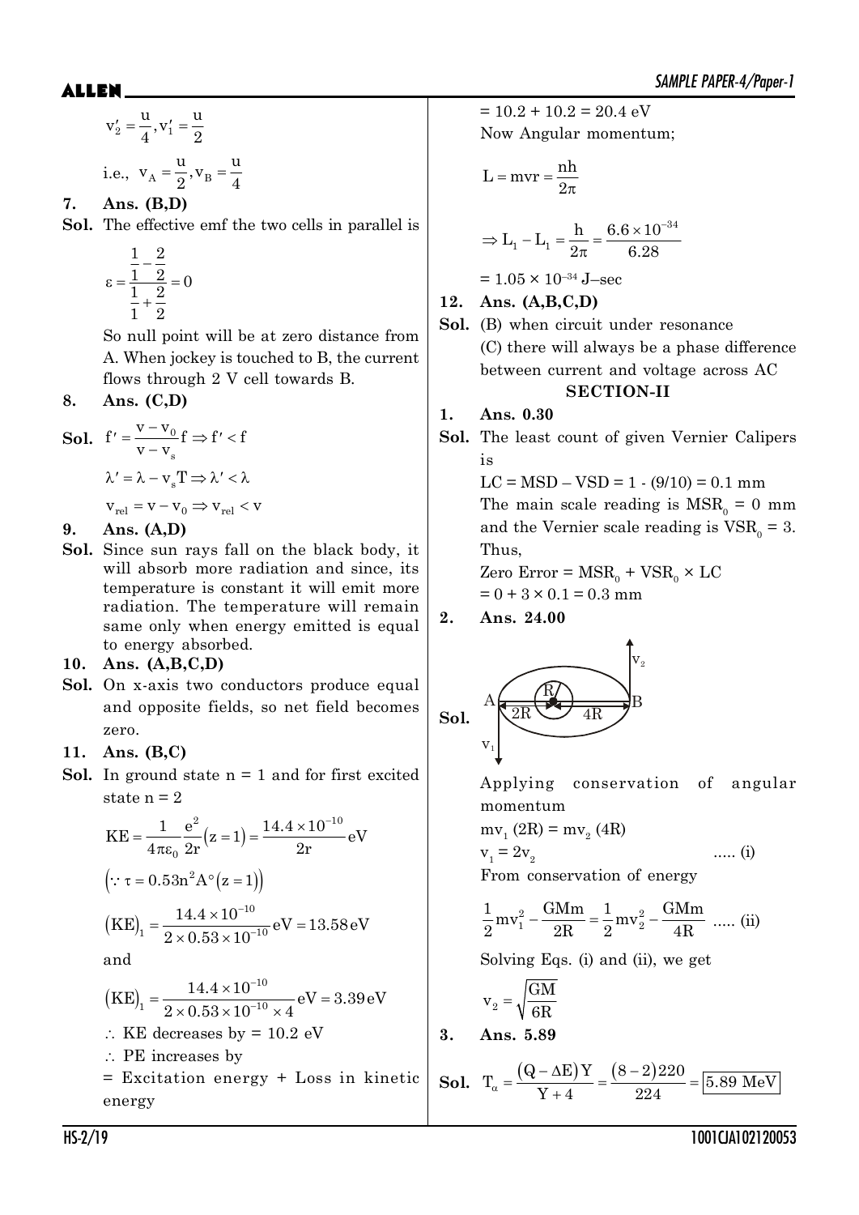$v_2' = \frac{u}{4}, v_1' = \frac{u}{2}$

i.e., $v_A = \frac{u}{2}, v_B = \frac{u}{4}$

**7. Ans. (B,D)**

**Sol.** The effective emf the two cells in parallel is

$$\varepsilon = \frac{\frac{1}{1} - \frac{2}{2}}{\frac{1}{1} + \frac{2}{2}} = 0$$

So null point will be at zero distance from A. When jockey is touched to B, the current flows through 2 V cell towards B.

**8. Ans. (C,D)**

**Sol.** $f' = \frac{v - v_0}{v - v_s} f \Rightarrow f' < f$

$\lambda' = \lambda - v_s T \Rightarrow \lambda' < \lambda$

$v_{rel} = v - v_0 \Rightarrow v_{rel} < v$

**9. Ans. (A,D)**

**Sol.** Since sun rays fall on the black body, it will absorb more radiation and since, its temperature is constant it will emit more radiation. The temperature will remain same only when energy emitted is equal to energy absorbed.

**10. Ans. (A,B,C,D)**

**Sol.** On x-axis two conductors produce equal and opposite fields, so net field becomes zero.

**11. Ans. (B,C)**

**Sol.** In ground state n = 1 and for first excited state n = 2

$$KE = \frac{1}{4\pi\varepsilon_0}\frac{e^2}{2r}(z=1) = \frac{14.4\times10^{-10}}{2r} eV$$

$$\left(\because \tau = 0.53n^2 A^\circ (z=1)\right)$$

$$(KE)_1 = \frac{14.4\times10^{-10}}{2\times0.53\times10^{-10}} eV = 13.58 eV$$

and

$$(KE)_1 = \frac{14.4\times10^{-10}}{2\times0.53\times10^{-10}\times4} eV = 3.39 eV$$

$\therefore$ KE decreases by = 10.2 eV

$\therefore$ PE increases by

= Excitation energy + Loss in kinetic energy

= 10.2 + 10.2 = 20.4 eV

Now Angular momentum;

$$L = mvr = \frac{nh}{2\pi}$$

$$\Rightarrow L_1 - L_1 = \frac{h}{2\pi} = \frac{6.6\times10^{-34}}{6.28}$$

$= 1.05 \times 10^{-34}$ J–sec

**12. Ans. (A,B,C,D)**

**Sol.** (B) when circuit under resonance

(C) there will always be a phase difference between current and voltage across AC

## SECTION-II

**1. Ans. 0.30**

**Sol.** The least count of given Vernier Calipers is

LC = MSD – VSD = 1 - (9/10) = 0.1 mm

The main scale reading is $MSR_0 = 0$ mm and the Vernier scale reading is $VSR_0 = 3$. Thus,

Zero Error = $MSR_0 + VSR_0 \times LC$

$= 0 + 3 \times 0.1 = 0.3$ mm

**2. Ans. 24.00**

**Sol.**

Applying conservation of angular momentum

$mv_1(2R) = mv_2(4R)$

$v_1 = 2v_2$ ..... (i)

From conservation of energy

$$\frac{1}{2}mv_1^2 - \frac{GMm}{2R} = \frac{1}{2}mv_2^2 - \frac{GMm}{4R} \text{ ..... (ii)}$$

Solving Eqs. (i) and (ii), we get

$$v_2 = \sqrt{\frac{GM}{6R}}$$

**3. Ans. 5.89**

**Sol.** $T_\alpha = \frac{(Q - \Delta E)Y}{Y+4} = \frac{(8-2)220}{224} = \boxed{5.89 \text{ MeV}}$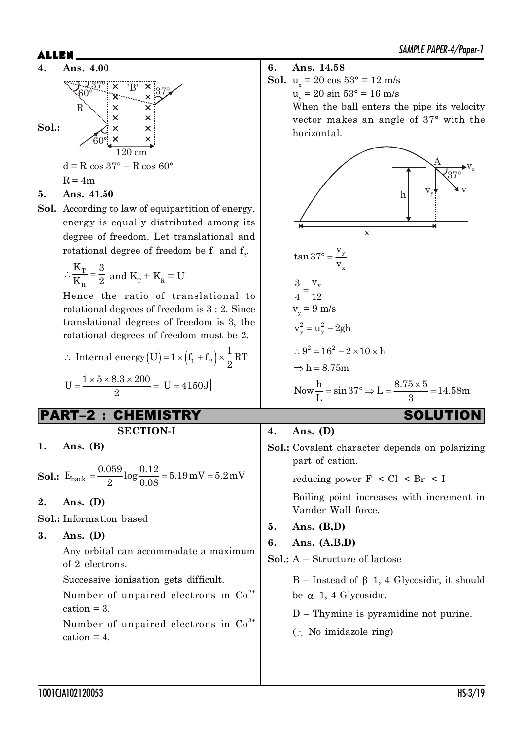**4. Ans. 4.00**

**Sol.:**

120 cm

$d = R\cos 37° - R\cos 60°$

$R = 4m$

**5. Ans. 41.50**

**Sol.** According to law of equipartition of energy, energy is equally distributed among its degree of freedom. Let translational and rotational degree of freedom be $f_1$ and $f_2$.

$\therefore \frac{K_T}{K_R} = \frac{3}{2}$ and $K_T + K_R = U$

Hence the ratio of translational to rotational degrees of freedom is 3 : 2. Since translational degrees of freedom is 3, the rotational degrees of freedom must be 2.

$\therefore$ Internal energy $(U) = 1 \times (f_1 + f_2) \times \frac{1}{2}RT$

$U = \frac{1 \times 5 \times 8.3 \times 200}{2} = \boxed{U = 4150J}$

**6. Ans. 14.58**

**Sol.** $u_x = 20\cos 53° = 12$ m/s

$u_y = 20\sin 53° = 16$ m/s

When the ball enters the pipe its velocity vector makes an angle of 37° with the horizontal.

$\tan 37° = \frac{v_y}{v_x}$

$\frac{3}{4} = \frac{v_y}{12}$

$v_y = 9$ m/s

$v_y^2 = u_y^2 - 2gh$

$\therefore 9^2 = 16^2 - 2 \times 10 \times h$

$\Rightarrow h = 8.75m$

Now $\frac{h}{L} = \sin 37° \Rightarrow L = \frac{8.75 \times 5}{3} = 14.58m$

## PART–2 : CHEMISTRY SOLUTION

### SECTION-I

**1. Ans. (B)**

**Sol.:** $E_{back} = \frac{0.059}{2}\log\frac{0.12}{0.08} = 5.19\,mV = 5.2\,mV$

**2. Ans. (D)**

**Sol.:** Information based

**3. Ans. (D)**

Any orbital can accommodate a maximum of 2 electrons.

Successive ionisation gets difficult.

Number of unpaired electrons in $Co^{2+}$ cation = 3.

Number of unpaired electrons in $Co^{3+}$ cation = 4.

**4. Ans. (D)**

**Sol.:** Covalent character depends on polarizing part of cation.

reducing power $F^- < Cl^- < Br^- < I^-$

Boiling point increases with increment in Vander Wall force.

**5. Ans. (B,D)**

**6. Ans. (A,B,D)**

**Sol.:** A – Structure of lactose

B – Instead of $\beta$ 1, 4 Glycosidic, it should be $\alpha$ 1, 4 Glycosidic.

D – Thymine is pyramidine not purine.

($\therefore$ No imidazole ring)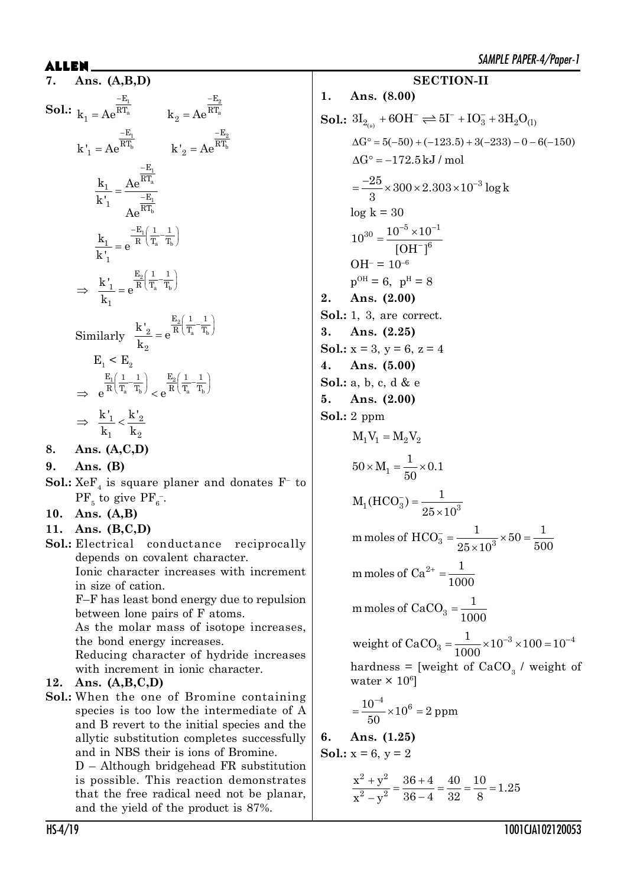**7. Ans. (A,B,D)**

**Sol.:** $k_1 = Ae^{\frac{-E_1}{RT_a}}$ $\quad k_2 = Ae^{\frac{-E_2}{RT_a}}$

$k'_1 = Ae^{\frac{-E_1}{RT_b}}$ $\quad k'_2 = Ae^{\frac{-E_2}{RT_b}}$

$$\frac{k_1}{k'_1} = \frac{Ae^{\frac{-E_1}{RT_a}}}{Ae^{\frac{-E_1}{RT_b}}}$$

$$\frac{k_1}{k'_1} = e^{\frac{-E_1}{R}\left(\frac{1}{T_a}-\frac{1}{T_b}\right)}$$

$$\Rightarrow \frac{k'_1}{k_1} = e^{\frac{E_2}{R}\left(\frac{1}{T_a}-\frac{1}{T_b}\right)}$$

Similarly $\dfrac{k'_2}{k_2} = e^{\frac{E_2}{R}\left(\frac{1}{T_a}-\frac{1}{T_b}\right)}$

$E_1 < E_2$

$$\Rightarrow e^{\frac{E_1}{R}\left(\frac{1}{T_a}-\frac{1}{T_b}\right)} < e^{\frac{E_2}{R}\left(\frac{1}{T_a}-\frac{1}{T_b}\right)}$$

$$\Rightarrow \frac{k'_1}{k_1} < \frac{k'_2}{k_2}$$

**8. Ans. (A,C,D)**

**9. Ans. (B)**

**Sol.:** $XeF_4$ is square planer and donates $F^-$ to $PF_5$ to give $PF_6^-$.

**10. Ans. (A,B)**

**11. Ans. (B,C,D)**

**Sol.:** Electrical conductance reciprocally depends on covalent character.

Ionic character increases with increment in size of cation.

F–F has least bond energy due to repulsion between lone pairs of F atoms.

As the molar mass of isotope increases, the bond energy increases.

Reducing character of hydride increases with increment in ionic character.

**12. Ans. (A,B,C,D)**

**Sol.:** When the one of Bromine containing species is too low the intermediate of A and B revert to the initial species and the allytic substitution completes successfully and in NBS their is ions of Bromine.

D – Although bridgehead FR substitution is possible. This reaction demonstrates that the free radical need not be planar, and the yield of the product is 87%.

## SECTION-II

**1. Ans. (8.00)**

**Sol.:** $3I_{2_{(s)}} + 6OH^- \rightleftharpoons 5I^- + IO_3^- + 3H_2O_{(l)}$

$\Delta G^\circ = 5(-50) + (-123.5) + 3(-233) - 0 - 6(-150)$

$\Delta G^\circ = -172.5\,\text{kJ / mol}$

$= \dfrac{-25}{3} \times 300 \times 2.303 \times 10^{-3} \log k$

$\log k = 30$

$10^{30} = \dfrac{10^{-5} \times 10^{-1}}{[OH^-]^6}$

$OH^- = 10^{-6}$

$p^{OH} = 6,\ p^H = 8$

**2. Ans. (2.00)**

**Sol.:** 1, 3, are correct.

**3. Ans. (2.25)**

**Sol.:** $x = 3,\ y = 6,\ z = 4$

**4. Ans. (5.00)**

**Sol.:** a, b, c, d & e

**5. Ans. (2.00)**

**Sol.:** 2 ppm

$M_1V_1 = M_2V_2$

$50 \times M_1 = \dfrac{1}{50} \times 0.1$

$M_1(HCO_3^-) = \dfrac{1}{25 \times 10^3}$

m moles of $HCO_3^- = \dfrac{1}{25 \times 10^3} \times 50 = \dfrac{1}{500}$

m moles of $Ca^{2+} = \dfrac{1}{1000}$

m moles of $CaCO_3 = \dfrac{1}{1000}$

weight of $CaCO_3 = \dfrac{1}{1000} \times 10^{-3} \times 100 = 10^{-4}$

hardness = [weight of $CaCO_3$ / weight of water $\times\ 10^6$]

$= \dfrac{10^{-4}}{50} \times 10^6 = 2\ \text{ppm}$

**6. Ans. (1.25)**

**Sol.:** $x = 6,\ y = 2$

$$\frac{x^2 + y^2}{x^2 - y^2} = \frac{36+4}{36-4} = \frac{40}{32} = \frac{10}{8} = 1.25$$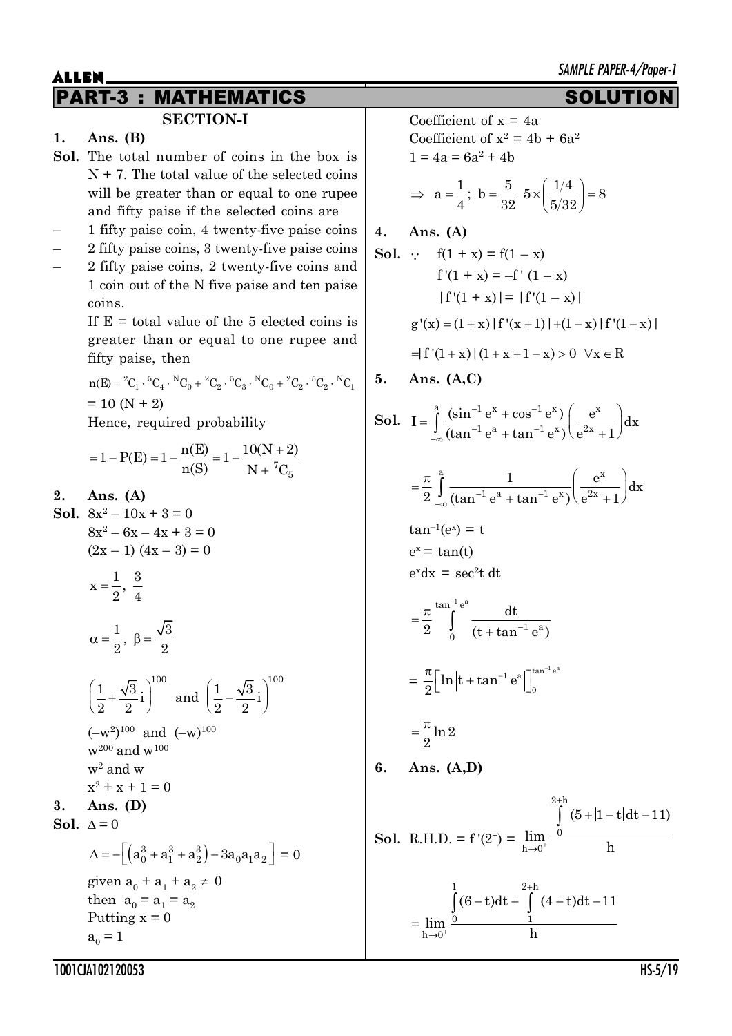## PART-3 : MATHEMATICS — SOLUTION

### SECTION-I

**1. Ans. (B)**

**Sol.** The total number of coins in the box is N + 7. The total value of the selected coins will be greater than or equal to one rupee and fifty paise if the selected coins are

- 1 fifty paise coin, 4 twenty-five paise coins
- 2 fifty paise coins, 3 twenty-five paise coins
- 2 fifty paise coins, 2 twenty-five coins and 1 coin out of the N five paise and ten paise coins.

If E = total value of the 5 elected coins is greater than or equal to one rupee and fifty paise, then

$$n(E) = {}^2C_1 \cdot {}^5C_4 \cdot {}^NC_0 + {}^2C_2 \cdot {}^5C_3 \cdot {}^NC_0 + {}^2C_2 \cdot {}^5C_2 \cdot {}^NC_1$$

$= 10\,(N + 2)$

Hence, required probability

$$= 1 - P(E) = 1 - \frac{n(E)}{n(S)} = 1 - \frac{10(N+2)}{N + {}^7C_5}$$

**2. Ans. (A)**

**Sol.** $8x^2 - 10x + 3 = 0$

$8x^2 - 6x - 4x + 3 = 0$

$(2x - 1)(4x - 3) = 0$

$x = \frac{1}{2},\ \frac{3}{4}$

$\alpha = \frac{1}{2},\ \beta = \frac{\sqrt{3}}{2}$

$\left(\frac{1}{2} + \frac{\sqrt{3}}{2}i\right)^{100}$ and $\left(\frac{1}{2} - \frac{\sqrt{3}}{2}i\right)^{100}$

$(-w^2)^{100}$ and $(-w)^{100}$

$w^{200}$ and $w^{100}$

$w^2$ and $w$

$x^2 + x + 1 = 0$

**3. Ans. (D)**

**Sol.** $\Delta = 0$

$\Delta = -\left[\left(a_0^3 + a_1^3 + a_2^3\right) - 3a_0a_1a_2\right] = 0$

given $a_0 + a_1 + a_2 \neq 0$

then $a_0 = a_1 = a_2$

Putting x = 0

$a_0 = 1$

Coefficient of x = 4a

Coefficient of $x^2 = 4b + 6a^2$

$1 = 4a = 6a^2 + 4b$

$\Rightarrow\ a = \frac{1}{4};\ b = \frac{5}{32}\ \ 5 \times \left(\frac{1/4}{5/32}\right) = 8$

**4. Ans. (A)**

**Sol.** $\because\ \ f(1 + x) = f(1 - x)$

$f'(1 + x) = -f'(1 - x)$

$|f'(1 + x)| = |f'(1 - x)|$

$g'(x) = (1 + x)\,|f'(x + 1)| + (1 - x)\,|f'(1 - x)|$

$= |f'(1 + x)|\,(1 + x + 1 - x) > 0\ \ \forall x \in R$

**5. Ans. (A,C)**

**Sol.** $$I = \int_{-\infty}^{a} \frac{(\sin^{-1} e^x + \cos^{-1} e^x)}{(\tan^{-1} e^a + \tan^{-1} e^x)}\left(\frac{e^x}{e^{2x} + 1}\right)dx$$

$$= \frac{\pi}{2}\int_{-\infty}^{a} \frac{1}{(\tan^{-1} e^a + \tan^{-1} e^x)}\left(\frac{e^x}{e^{2x} + 1}\right)dx$$

$\tan^{-1}(e^x) = t$

$e^x = \tan(t)$

$e^x dx = \sec^2 t\, dt$

$$= \frac{\pi}{2}\int_{0}^{\tan^{-1} e^a} \frac{dt}{(t + \tan^{-1} e^a)}$$

$$= \frac{\pi}{2}\Big[\ln\left|t + \tan^{-1} e^a\right|\Big]_0^{\tan^{-1} e^a}$$

$$= \frac{\pi}{2}\ln 2$$

**6. Ans. (A,D)**

**Sol.** $$\text{R.H.D.} = f'(2^+) = \lim_{h \to 0^+} \frac{\int_0^{2+h} (5 + |1 - t|dt - 11)}{h}$$

$$= \lim_{h \to 0^+} \frac{\int_0^1 (6 - t)dt + \int_1^{2+h} (4 + t)dt - 11}{h}$$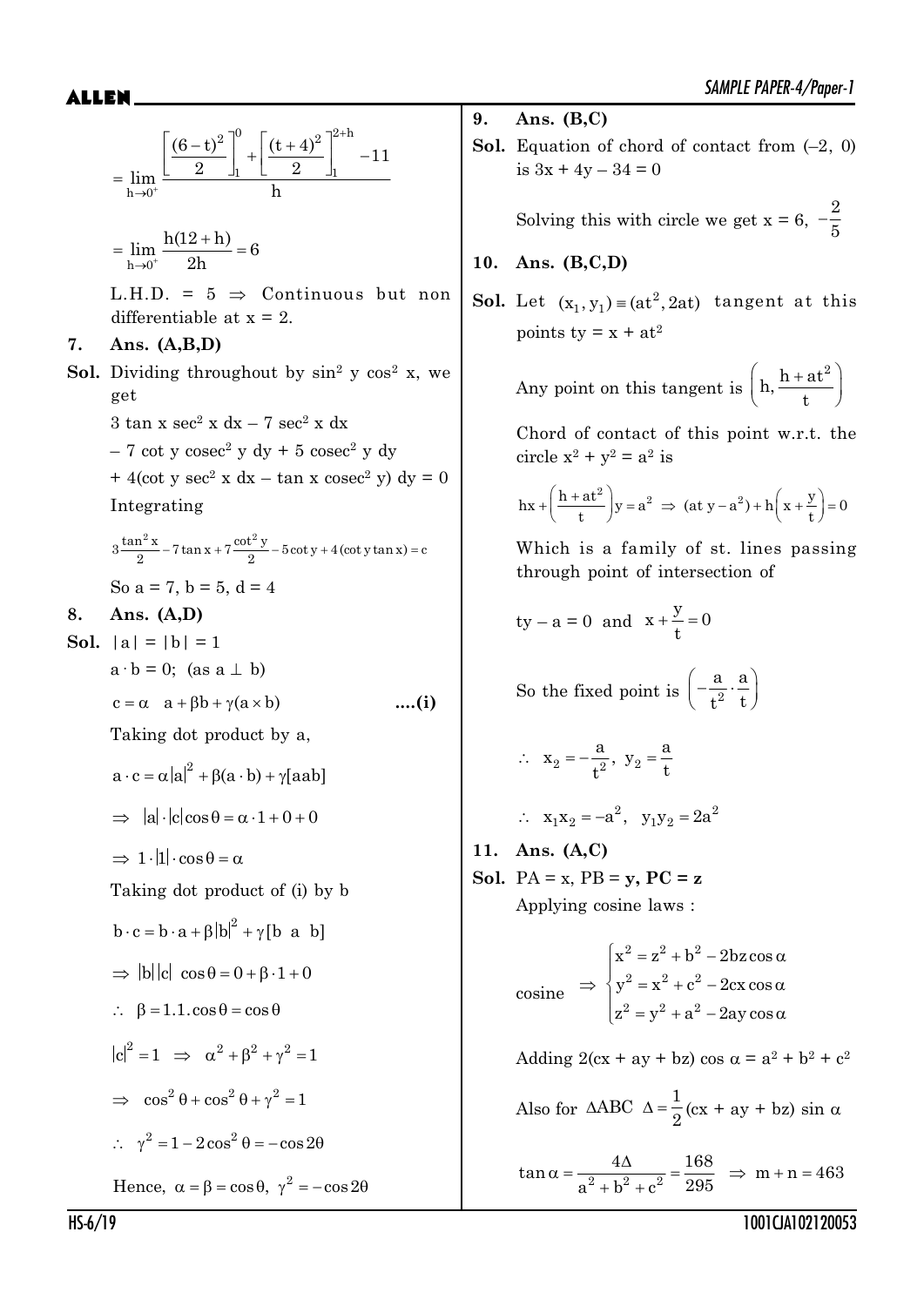$$= \lim_{h\to 0^+} \frac{\left[\frac{(6-t)^2}{2}\right]_1^0 + \left[\frac{(t+4)^2}{2}\right]_1^{2+h} - 11}{h}$$

$$= \lim_{h\to 0^+} \frac{h(12+h)}{2h} = 6$$

L.H.D. = 5 $\Rightarrow$ Continuous but non differentiable at x = 2.

**7. Ans. (A,B,D)**

**Sol.** Dividing throughout by $\sin^2 y \cos^2 x$, we get

$3 \tan x \sec^2 x\, dx - 7 \sec^2 x\, dx$

$- 7 \cot y\, \text{cosec}^2 y\, dy + 5\, \text{cosec}^2 y\, dy$

$+ 4(\cot y \sec^2 x\, dx - \tan x\, \text{cosec}^2 y)\, dy = 0$

Integrating

$$3\frac{\tan^2 x}{2} - 7\tan x + 7\frac{\cot^2 y}{2} - 5\cot y + 4(\cot y \tan x) = c$$

So a = 7, b = 5, d = 4

**8. Ans. (A,D)**

**Sol.** $|a| = |b| = 1$

$a \cdot b = 0$; (as $a \perp b$)

$c = \alpha\ a + \beta b + \gamma(a \times b)$ **....(i)**

Taking dot product by a,

$a \cdot c = \alpha|a|^2 + \beta(a \cdot b) + \gamma[aab]$

$\Rightarrow |a| \cdot |c| \cos\theta = \alpha \cdot 1 + 0 + 0$

$\Rightarrow 1 \cdot |1| \cdot \cos\theta = \alpha$

Taking dot product of (i) by b

$b \cdot c = b \cdot a + \beta|b|^2 + \gamma[b\ \ a\ \ b]$

$\Rightarrow |b||c|\ \cos\theta = 0 + \beta \cdot 1 + 0$

$\therefore \beta = 1.1.\cos\theta = \cos\theta$

$|c|^2 = 1 \Rightarrow \alpha^2 + \beta^2 + \gamma^2 = 1$

$\Rightarrow \cos^2\theta + \cos^2\theta + \gamma^2 = 1$

$\therefore \gamma^2 = 1 - 2\cos^2\theta = -\cos 2\theta$

Hence, $\alpha = \beta = \cos\theta$, $\gamma^2 = -\cos 2\theta$

**9. Ans. (B,C)**

**Sol.** Equation of chord of contact from (–2, 0) is 3x + 4y – 34 = 0

Solving this with circle we get x = 6, $-\frac{2}{5}$

**10. Ans. (B,C,D)**

**Sol.** Let $(x_1, y_1) \equiv (at^2, 2at)$ tangent at this points $ty = x + at^2$

Any point on this tangent is $\left(h, \frac{h + at^2}{t}\right)$

Chord of contact of this point w.r.t. the circle $x^2 + y^2 = a^2$ is

$$hx + \left(\frac{h+at^2}{t}\right)y = a^2 \Rightarrow (at\, y - a^2) + h\left(x + \frac{y}{t}\right) = 0$$

Which is a family of st. lines passing through point of intersection of

$ty - a = 0$ and $x + \frac{y}{t} = 0$

So the fixed point is $\left(-\frac{a}{t^2} \cdot \frac{a}{t}\right)$

$\therefore x_2 = -\frac{a}{t^2},\ y_2 = \frac{a}{t}$

$\therefore x_1 x_2 = -a^2,\ \ y_1 y_2 = 2a^2$

**11. Ans. (A,C)**

**Sol.** PA = x, PB = **y, PC = z**

Applying cosine laws :

$$\text{cosine} \Rightarrow \begin{cases} x^2 = z^2 + b^2 - 2bz\cos\alpha \\ y^2 = x^2 + c^2 - 2cx\cos\alpha \\ z^2 = y^2 + a^2 - 2ay\cos\alpha \end{cases}$$

Adding $2(cx + ay + bz)\cos\alpha = a^2 + b^2 + c^2$

Also for $\Delta ABC$ $\Delta = \frac{1}{2}(cx + ay + bz)\sin\alpha$

$$\tan\alpha = \frac{4\Delta}{a^2 + b^2 + c^2} = \frac{168}{295} \Rightarrow m + n = 463$$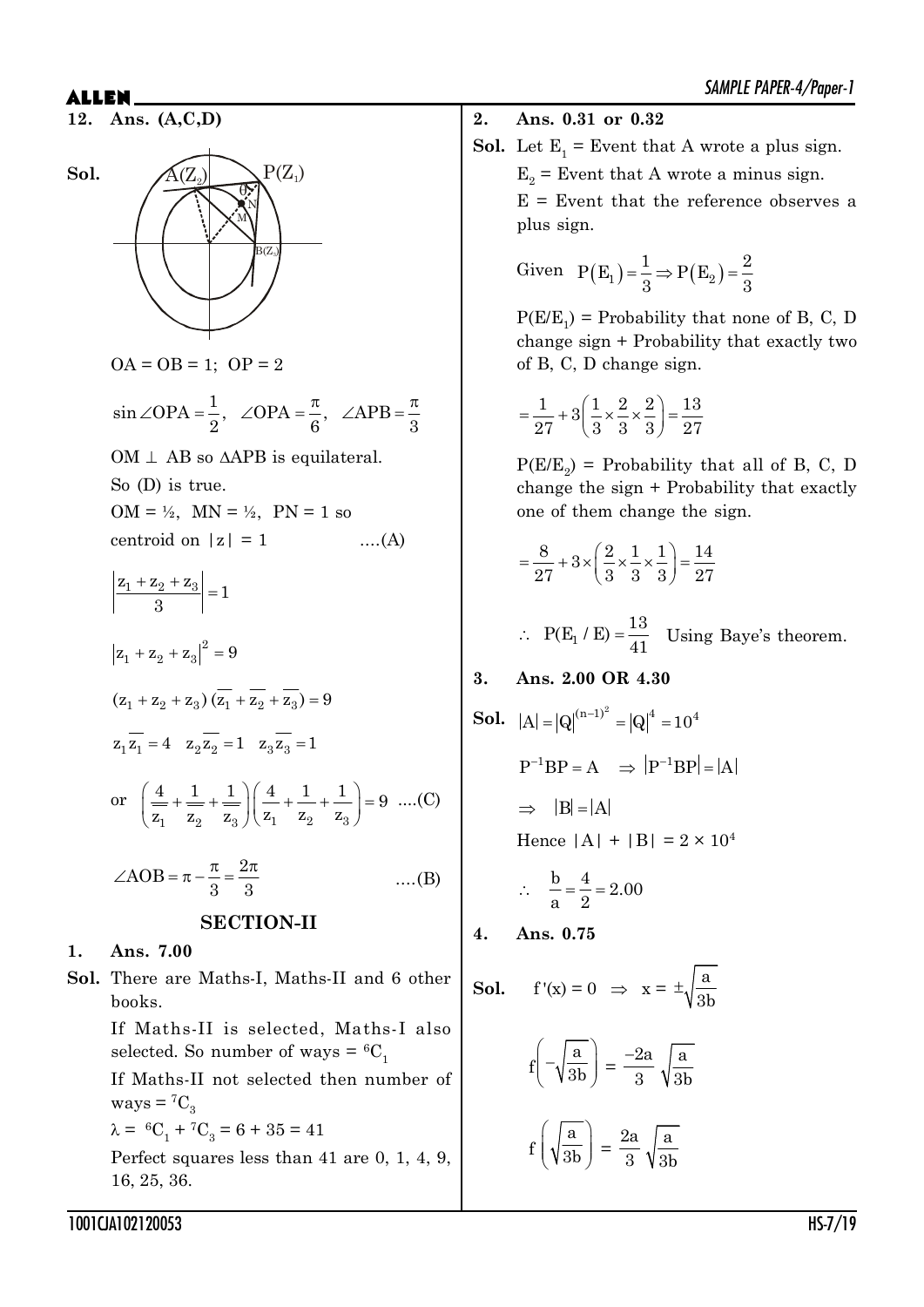**12. Ans. (A,C,D)**

**Sol.**

$OA = OB = 1;\ OP = 2$

$$\sin\angle OPA = \frac{1}{2},\ \ \angle OPA = \frac{\pi}{6},\ \ \angle APB = \frac{\pi}{3}$$

$OM \perp AB$ so $\Delta APB$ is equilateral.

So (D) is true.

$OM = ½,\ MN = ½,\ PN = 1$ so

centroid on $|z| = 1$ ....(A)

$$\left|\frac{z_1 + z_2 + z_3}{3}\right| = 1$$

$$|z_1 + z_2 + z_3|^2 = 9$$

$$(z_1 + z_2 + z_3)(\overline{z_1} + \overline{z_2} + \overline{z_3}) = 9$$

$$z_1\overline{z_1} = 4 \quad z_2\overline{z_2} = 1 \quad z_3\overline{z_3} = 1$$

or $$\left(\frac{4}{\overline{z_1}} + \frac{1}{\overline{z_2}} + \frac{1}{\overline{z_3}}\right)\left(\frac{4}{z_1} + \frac{1}{z_2} + \frac{1}{z_3}\right) = 9 \quad ....(C)$$

$$\angle AOB = \pi - \frac{\pi}{3} = \frac{2\pi}{3} \quad ....(B)$$

## SECTION-II

**1. Ans. 7.00**

**Sol.** There are Maths-I, Maths-II and 6 other books.

If Maths-II is selected, Maths-I also selected. So number of ways = $^6C_1$

If Maths-II not selected then number of ways = $^7C_3$

$\lambda = {}^6C_1 + {}^7C_3 = 6 + 35 = 41$

Perfect squares less than 41 are 0, 1, 4, 9, 16, 25, 36.

**2. Ans. 0.31 or 0.32**

**Sol.** Let $E_1$ = Event that A wrote a plus sign.

$E_2$ = Event that A wrote a minus sign.

E = Event that the reference observes a plus sign.

Given $P(E_1) = \frac{1}{3} \Rightarrow P(E_2) = \frac{2}{3}$

$P(E/E_1)$ = Probability that none of B, C, D change sign + Probability that exactly two of B, C, D change sign.

$$= \frac{1}{27} + 3\left(\frac{1}{3}\times\frac{2}{3}\times\frac{2}{3}\right) = \frac{13}{27}$$

$P(E/E_2)$ = Probability that all of B, C, D change the sign + Probability that exactly one of them change the sign.

$$= \frac{8}{27} + 3\times\left(\frac{2}{3}\times\frac{1}{3}\times\frac{1}{3}\right) = \frac{14}{27}$$

$\therefore\ P(E_1/E) = \frac{13}{41}$ Using Baye's theorem.

**3. Ans. 2.00 OR 4.30**

**Sol.** $|A| = |Q|^{(n-1)^2} = |Q|^4 = 10^4$

$P^{-1}BP = A \quad \Rightarrow |P^{-1}BP| = |A|$

$\Rightarrow \quad |B| = |A|$

Hence $|A| + |B| = 2 \times 10^4$

$\therefore\ \frac{b}{a} = \frac{4}{2} = 2.00$

**4. Ans. 0.75**

**Sol.** $f'(x) = 0 \ \Rightarrow\ x = \pm\sqrt{\frac{a}{3b}}$

$$f\left(-\sqrt{\frac{a}{3b}}\right) = \frac{-2a}{3}\sqrt{\frac{a}{3b}}$$

$$f\left(\sqrt{\frac{a}{3b}}\right) = \frac{2a}{3}\sqrt{\frac{a}{3b}}$$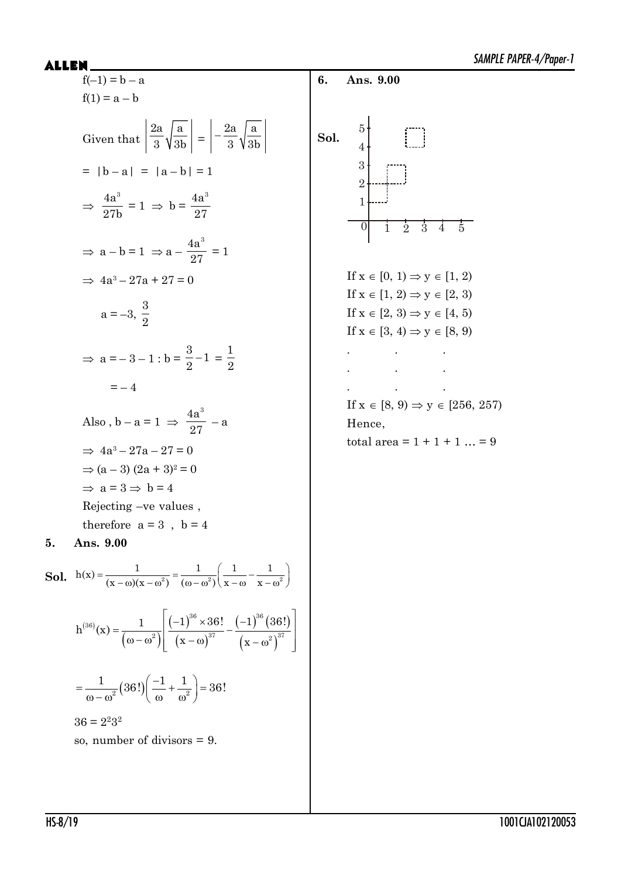$f(-1) = b - a$

$f(1) = a - b$

Given that $\left|\frac{2a}{3}\sqrt{\frac{a}{3b}}\right| = \left|-\frac{2a}{3}\sqrt{\frac{a}{3b}}\right|$

$= |b - a| = |a - b| = 1$

$\Rightarrow \frac{4a^3}{27b} = 1 \Rightarrow b = \frac{4a^3}{27}$

$\Rightarrow a - b = 1 \Rightarrow a - \frac{4a^3}{27} = 1$

$\Rightarrow 4a^3 - 27a + 27 = 0$

$a = -3, \frac{3}{2}$

$\Rightarrow a = -3 - 1 : b = \frac{3}{2} - 1 = \frac{1}{2}$

$= -4$

Also, $b - a = 1 \Rightarrow \frac{4a^3}{27} - a$

$\Rightarrow 4a^3 - 27a - 27 = 0$

$\Rightarrow (a - 3)(2a + 3)^2 = 0$

$\Rightarrow a = 3 \Rightarrow b = 4$

Rejecting –ve values,

therefore $a = 3$, $b = 4$

**5. Ans. 9.00**

**Sol.** $h(x) = \frac{1}{(x-\omega)(x-\omega^2)} = \frac{1}{(\omega-\omega^2)}\left(\frac{1}{x-\omega} - \frac{1}{x-\omega^2}\right)$

$$h^{(36)}(x) = \frac{1}{\left(\omega-\omega^2\right)}\left[\frac{(-1)^{36}\times 36!}{(x-\omega)^{37}} - \frac{(-1)^{36}(36!)}{\left(x-\omega^2\right)^{37}}\right]$$

$$= \frac{1}{\omega-\omega^2}(36!)\left(\frac{-1}{\omega} + \frac{1}{\omega^2}\right) = 36!$$

$36 = 2^2 3^2$

so, number of divisors = 9.

**6. Ans. 9.00**

**Sol.**

5
4
3
2
1
0 1 2 3 4 5

If $x \in [0, 1) \Rightarrow y \in [1, 2)$

If $x \in [1, 2) \Rightarrow y \in [2, 3)$

If $x \in [2, 3) \Rightarrow y \in [4, 5)$

If $x \in [3, 4) \Rightarrow y \in [8, 9)$

. . .

. . .

. . .

If $x \in [8, 9) \Rightarrow y \in [256, 257)$

Hence,

total area = 1 + 1 + 1 ... = 9